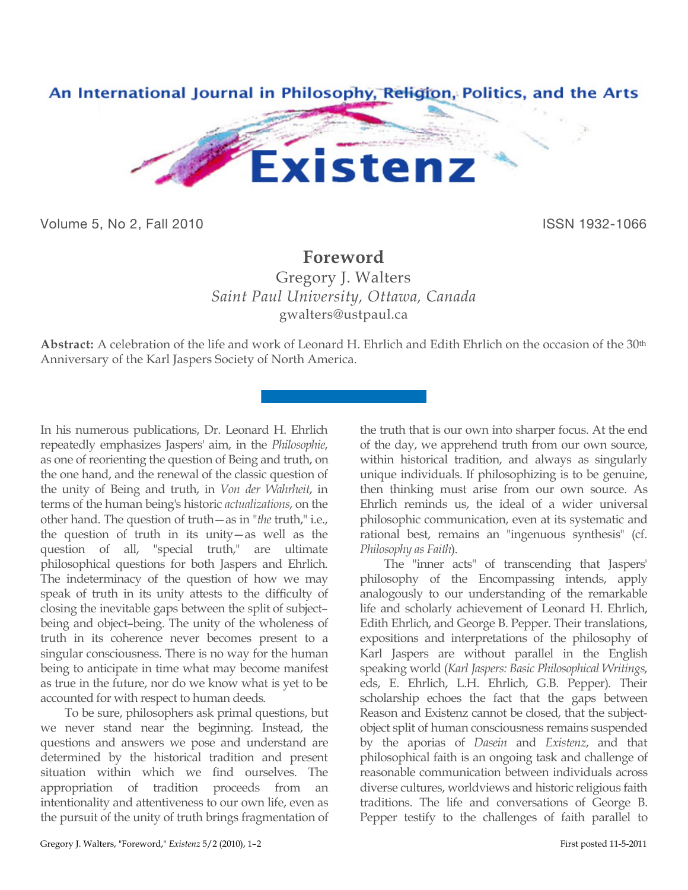# Foreword

Gregory J. Walters

*Saint Paul University, Ottawa, Canada*

gwalters@ustpaul.ca

**Abstract:** A celebration of the life and work of Leonard H. Ehrlich and Edith Ehrlich on the occasion of the 30th Anniversary of the Karl Jaspers Society of North America.

In his numerous publications, Dr. Leonard H. Ehrlich repeatedly emphasizes Jaspers' aim, in the *Philosophie*, as one of reorienting the question of Being and truth, on the one hand, and the renewal of the classic question of the unity of Being and truth, in *Von der Wahrheit*, in terms of the human being's historic *actualizations*, on the other hand. The question of truth—as in "*the* truth," i.e., the question of truth in its unity—as well as the question of all, "special truth," are ultimate philosophical questions for both Jaspers and Ehrlich. The indeterminacy of the question of how we may speak of truth in its unity attests to the difficulty of closing the inevitable gaps between the split of subject–being and object–being. The unity of the wholeness of truth in its coherence never becomes present to a singular consciousness. There is no way for the human being to anticipate in time what may become manifest as true in the future, nor do we know what is yet to be accounted for with respect to human deeds.

To be sure, philosophers ask primal questions, but we never stand near the beginning. Instead, the questions and answers we pose and understand are determined by the historical tradition and present situation within which we find ourselves. The appropriation of tradition proceeds from an intentionality and attentiveness to our own life, even as the pursuit of the unity of truth brings fragmentation of the truth that is our own into sharper focus. At the end of the day, we apprehend truth from our own source, within historical tradition, and always as singularly unique individuals. If philosophizing is to be genuine, then thinking must arise from our own source. As Ehrlich reminds us, the ideal of a wider universal philosophic communication, even at its systematic and rational best, remains an "ingenuous synthesis" (cf. *Philosophy as Faith*).

The "inner acts" of transcending that Jaspers' philosophy of the Encompassing intends, apply analogously to our understanding of the remarkable life and scholarly achievement of Leonard H. Ehrlich, Edith Ehrlich, and George B. Pepper. Their translations, expositions and interpretations of the philosophy of Karl Jaspers are without parallel in the English speaking world (*Karl Jaspers: Basic Philosophical Writings*, eds, E. Ehrlich, L.H. Ehrlich, G.B. Pepper). Their scholarship echoes the fact that the gaps between Reason and Existenz cannot be closed, that the subject-object split of human consciousness remains suspended by the aporias of *Dasein* and *Existenz*, and that philosophical faith is an ongoing task and challenge of reasonable communication between individuals across diverse cultures, worldviews and historic religious faith traditions. The life and conversations of George B. Pepper testify to the challenges of faith parallel to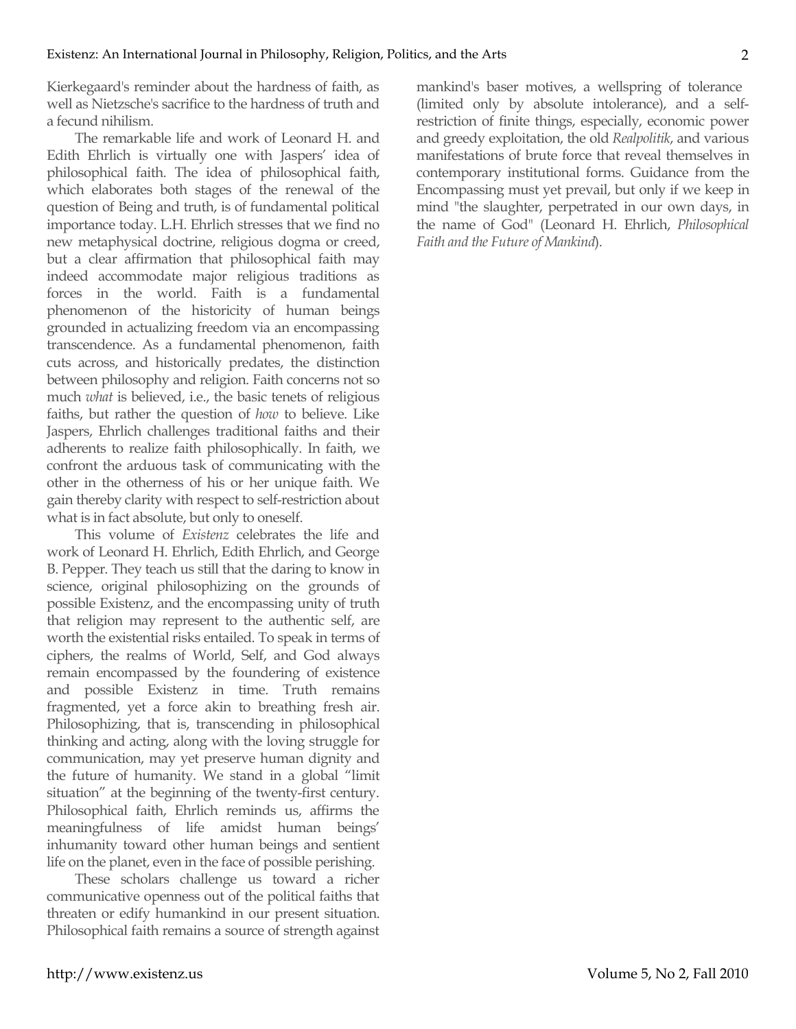Kierkegaard's reminder about the hardness of faith, as well as Nietzsche's sacrifice to the hardness of truth and a fecund nihilism.

The remarkable life and work of Leonard H. and Edith Ehrlich is virtually one with Jaspers' idea of philosophical faith. The idea of philosophical faith, which elaborates both stages of the renewal of the question of Being and truth, is of fundamental political importance today. L.H. Ehrlich stresses that we find no new metaphysical doctrine, religious dogma or creed, but a clear affirmation that philosophical faith may indeed accommodate major religious traditions as forces in the world. Faith is a fundamental phenomenon of the historicity of human beings grounded in actualizing freedom via an encompassing transcendence. As a fundamental phenomenon, faith cuts across, and historically predates, the distinction between philosophy and religion. Faith concerns not so much *what* is believed, i.e., the basic tenets of religious faiths, but rather the question of *how* to believe. Like Jaspers, Ehrlich challenges traditional faiths and their adherents to realize faith philosophically. In faith, we confront the arduous task of communicating with the other in the otherness of his or her unique faith. We gain thereby clarity with respect to self-restriction about what is in fact absolute, but only to oneself.

This volume of *Existenz* celebrates the life and work of Leonard H. Ehrlich, Edith Ehrlich, and George B. Pepper. They teach us still that the daring to know in science, original philosophizing on the grounds of possible Existenz, and the encompassing unity of truth that religion may represent to the authentic self, are worth the existential risks entailed. To speak in terms of ciphers, the realms of World, Self, and God always remain encompassed by the foundering of existence and possible Existenz in time. Truth remains fragmented, yet a force akin to breathing fresh air. Philosophizing, that is, transcending in philosophical thinking and acting, along with the loving struggle for communication, may yet preserve human dignity and the future of humanity. We stand in a global "limit situation" at the beginning of the twenty-first century. Philosophical faith, Ehrlich reminds us, affirms the meaningfulness of life amidst human beings' inhumanity toward other human beings and sentient life on the planet, even in the face of possible perishing.

These scholars challenge us toward a richer communicative openness out of the political faiths that threaten or edify humankind in our present situation. Philosophical faith remains a source of strength against mankind's baser motives, a wellspring of tolerance (limited only by absolute intolerance), and a self-restriction of finite things, especially, economic power and greedy exploitation, the old *Realpolitik*, and various manifestations of brute force that reveal themselves in contemporary institutional forms. Guidance from the Encompassing must yet prevail, but only if we keep in mind "the slaughter, perpetrated in our own days, in the name of God" (Leonard H. Ehrlich, *Philosophical Faith and the Future of Mankind*).